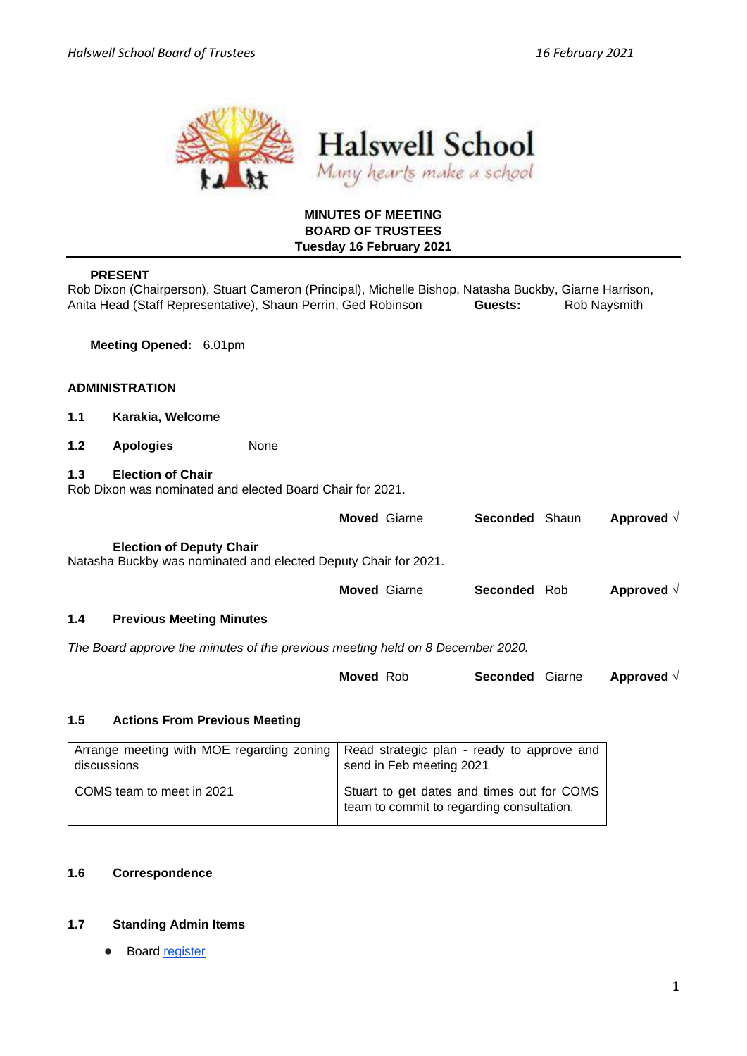Halswell School

*Many hearts make a school*

**MINUTES OF MEETING**
**BOARD OF TRUSTEES**
**Tuesday 16 February 2021**

**PRESENT**

Rob Dixon (Chairperson), Stuart Cameron (Principal), Michelle Bishop, Natasha Buckby, Giarne Harrison, Anita Head (Staff Representative), Shaun Perrin, Ged Robinson **Guests:** Rob Naysmith

**Meeting Opened:** 6.01pm

## ADMINISTRATION

**1.1 Karakia, Welcome**

**1.2 Apologies** None

**1.3 Election of Chair**

Rob Dixon was nominated and elected Board Chair for 2021.

**Moved** Giarne **Seconded** Shaun **Approved** √

**Election of Deputy Chair**

Natasha Buckby was nominated and elected Deputy Chair for 2021.

**Moved** Giarne **Seconded** Rob **Approved** √

**1.4 Previous Meeting Minutes**

*The Board approve the minutes of the previous meeting held on 8 December 2020.*

**Moved** Rob **Seconded** Giarne **Approved** √

**1.5 Actions From Previous Meeting**

| | |
|---|---|
| Arrange meeting with MOE regarding zoning discussions | Read strategic plan - ready to approve and send in Feb meeting 2021 |
| COMS team to meet in 2021 | Stuart to get dates and times out for COMS team to commit to regarding consultation. |

**1.6 Correspondence**

**1.7 Standing Admin Items**

- Board register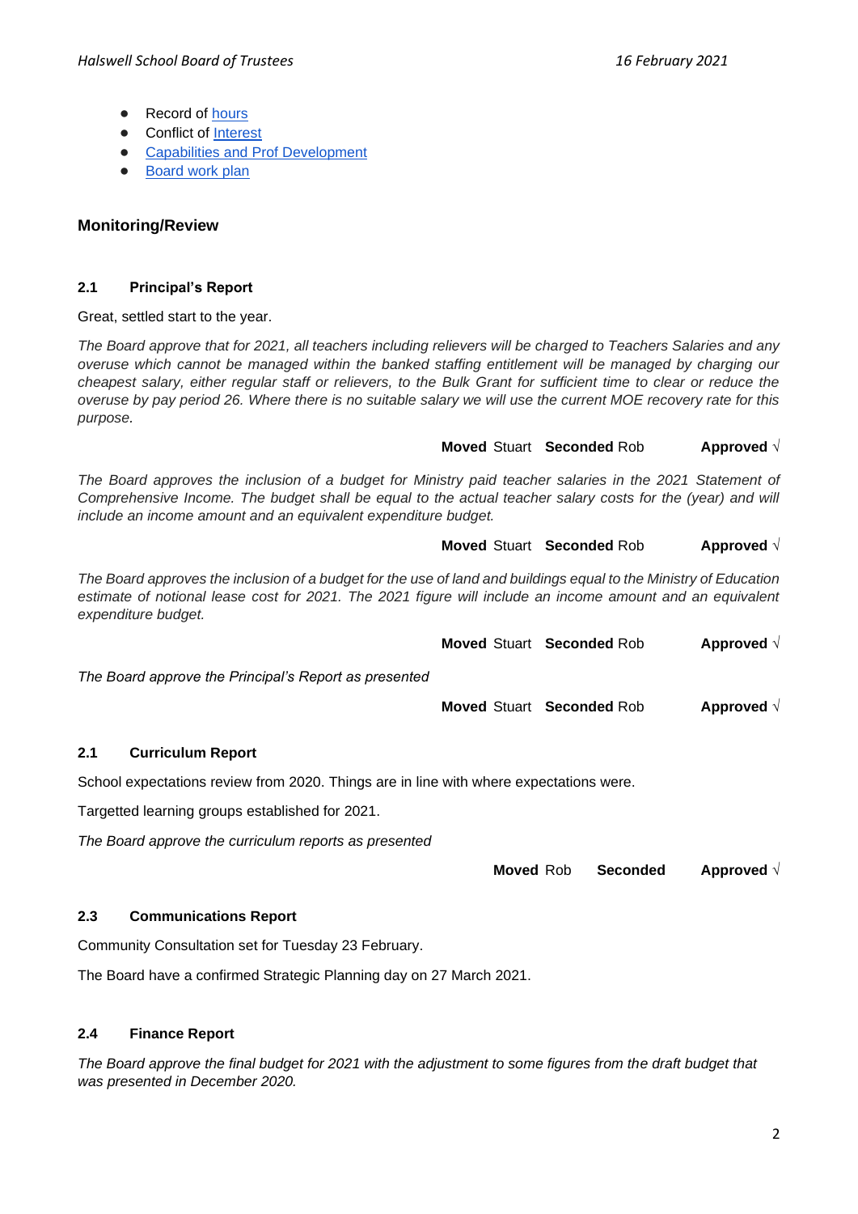- Record of hours
- Conflict of Interest
- Capabilities and Prof Development
- Board work plan

## Monitoring/Review

### 2.1 Principal's Report

Great, settled start to the year.

*The Board approve that for 2021, all teachers including relievers will be charged to Teachers Salaries and any overuse which cannot be managed within the banked staffing entitlement will be managed by charging our cheapest salary, either regular staff or relievers, to the Bulk Grant for sufficient time to clear or reduce the overuse by pay period 26. Where there is no suitable salary we will use the current MOE recovery rate for this purpose.*

**Moved** Stuart **Seconded** Rob **Approved** √

*The Board approves the inclusion of a budget for Ministry paid teacher salaries in the 2021 Statement of Comprehensive Income. The budget shall be equal to the actual teacher salary costs for the (year) and will include an income amount and an equivalent expenditure budget.*

**Moved** Stuart **Seconded** Rob **Approved** √

*The Board approves the inclusion of a budget for the use of land and buildings equal to the Ministry of Education estimate of notional lease cost for 2021. The 2021 figure will include an income amount and an equivalent expenditure budget.*

**Moved** Stuart **Seconded** Rob **Approved** √

*The Board approve the Principal's Report as presented*

**Moved** Stuart **Seconded** Rob **Approved** √

### 2.1 Curriculum Report

School expectations review from 2020. Things are in line with where expectations were.

Targetted learning groups established for 2021.

*The Board approve the curriculum reports as presented*

**Moved** Rob **Seconded** **Approved** √

### 2.3 Communications Report

Community Consultation set for Tuesday 23 February.

The Board have a confirmed Strategic Planning day on 27 March 2021.

### 2.4 Finance Report

*The Board approve the final budget for 2021 with the adjustment to some figures from the draft budget that was presented in December 2020.*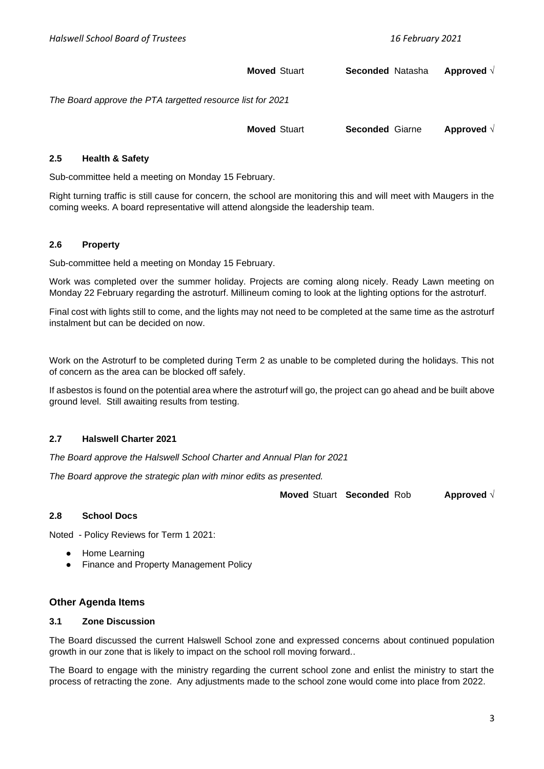**Moved** Stuart **Seconded** Natasha **Approved** √

*The Board approve the PTA targetted resource list for 2021*

**Moved** Stuart **Seconded** Giarne **Approved** √

### 2.5 Health & Safety

Sub-committee held a meeting on Monday 15 February.

Right turning traffic is still cause for concern, the school are monitoring this and will meet with Maugers in the coming weeks. A board representative will attend alongside the leadership team.

### 2.6 Property

Sub-committee held a meeting on Monday 15 February.

Work was completed over the summer holiday. Projects are coming along nicely. Ready Lawn meeting on Monday 22 February regarding the astroturf. Millineum coming to look at the lighting options for the astroturf.

Final cost with lights still to come, and the lights may not need to be completed at the same time as the astroturf instalment but can be decided on now.

Work on the Astroturf to be completed during Term 2 as unable to be completed during the holidays. This not of concern as the area can be blocked off safely.

If asbestos is found on the potential area where the astroturf will go, the project can go ahead and be built above ground level. Still awaiting results from testing.

### 2.7 Halswell Charter 2021

*The Board approve the Halswell School Charter and Annual Plan for 2021*

*The Board approve the strategic plan with minor edits as presented.*

**Moved** Stuart **Seconded** Rob **Approved** √

### 2.8 School Docs

Noted - Policy Reviews for Term 1 2021:

- Home Learning
- Finance and Property Management Policy

## Other Agenda Items

### 3.1 Zone Discussion

The Board discussed the current Halswell School zone and expressed concerns about continued population growth in our zone that is likely to impact on the school roll moving forward..

The Board to engage with the ministry regarding the current school zone and enlist the ministry to start the process of retracting the zone. Any adjustments made to the school zone would come into place from 2022.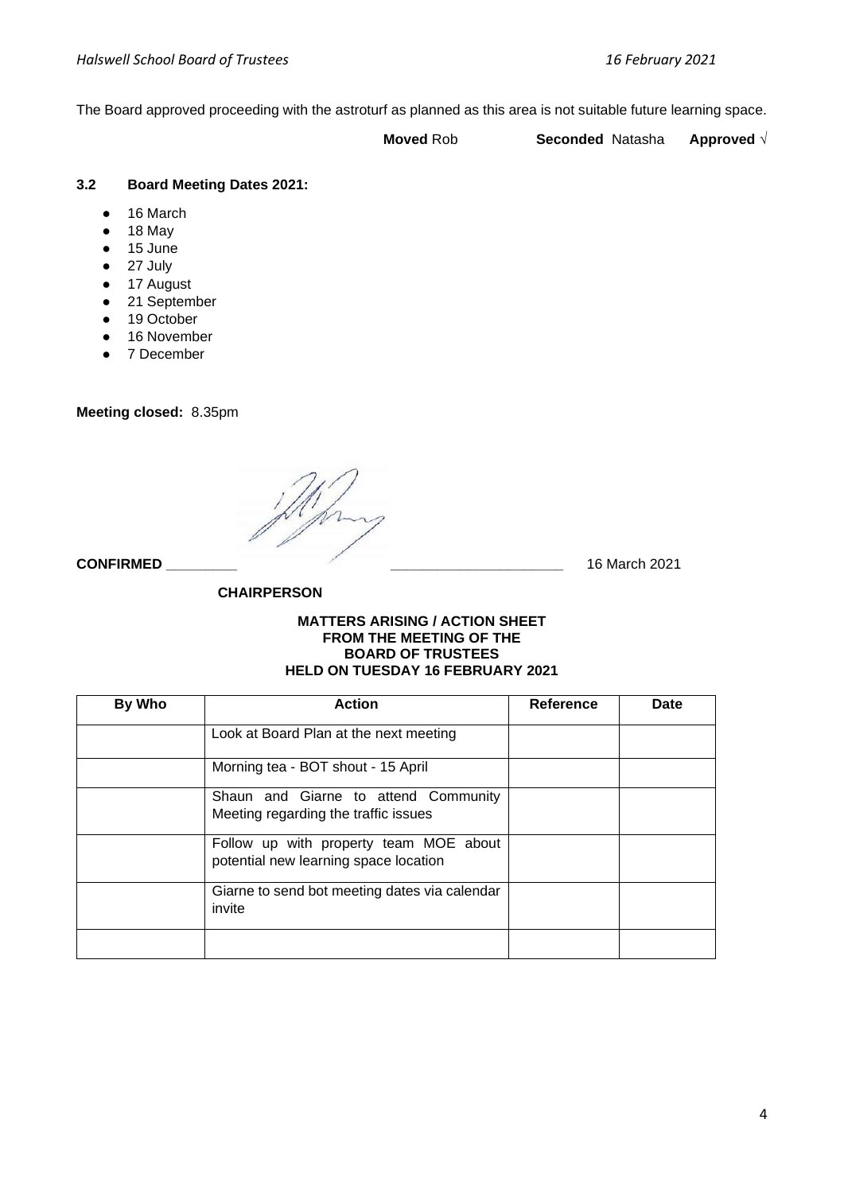The Board approved proceeding with the astroturf as planned as this area is not suitable future learning space.

**Moved** Rob **Seconded** Natasha **Approved** √

### 3.2 Board Meeting Dates 2021:

- 16 March
- 18 May
- 15 June
- 27 July
- 17 August
- 21 September
- 19 October
- 16 November
- 7 December

**Meeting closed:** 8.35pm

**CONFIRMED** _________ ______________________ 16 March 2021

**CHAIRPERSON**

**MATTERS ARISING / ACTION SHEET**
**FROM THE MEETING OF THE**
**BOARD OF TRUSTEES**
**HELD ON TUESDAY 16 FEBRUARY 2021**

| By Who | Action | Reference | Date |
|---|---|---|---|
| | Look at Board Plan at the next meeting | | |
| | Morning tea - BOT shout - 15 April | | |
| | Shaun and Giarne to attend Community Meeting regarding the traffic issues | | |
| | Follow up with property team MOE about potential new learning space location | | |
| | Giarne to send bot meeting dates via calendar invite | | |
| | | | |